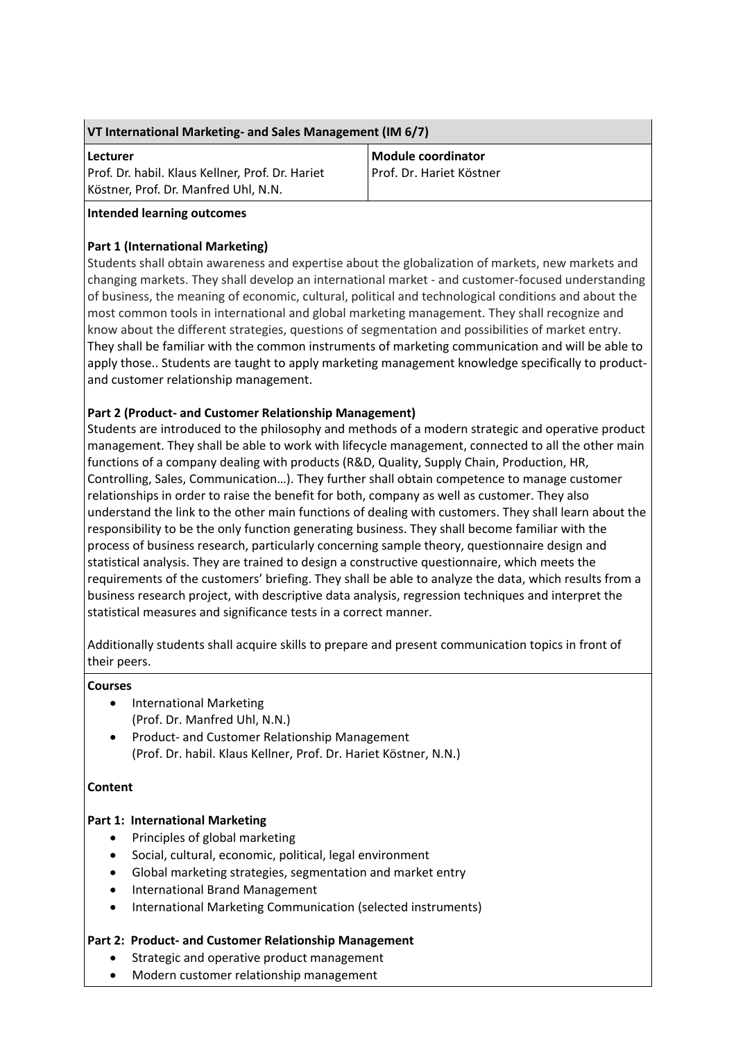| VT International Marketing- and Sales Management (IM 6/7) | |
|---|---|
| **Lecturer**<br>Prof. Dr. habil. Klaus Kellner, Prof. Dr. Hariet Köstner, Prof. Dr. Manfred Uhl, N.N. | **Module coordinator**<br>Prof. Dr. Hariet Köstner |

**Intended learning outcomes**

**Part 1 (International Marketing)**

Students shall obtain awareness and expertise about the globalization of markets, new markets and changing markets. They shall develop an international market - and customer-focused understanding of business, the meaning of economic, cultural, political and technological conditions and about the most common tools in international and global marketing management. They shall recognize and know about the different strategies, questions of segmentation and possibilities of market entry. They shall be familiar with the common instruments of marketing communication and will be able to apply those.. Students are taught to apply marketing management knowledge specifically to product- and customer relationship management.

**Part 2 (Product- and Customer Relationship Management)**

Students are introduced to the philosophy and methods of a modern strategic and operative product management. They shall be able to work with lifecycle management, connected to all the other main functions of a company dealing with products (R&D, Quality, Supply Chain, Production, HR, Controlling, Sales, Communication…). They further shall obtain competence to manage customer relationships in order to raise the benefit for both, company as well as customer. They also understand the link to the other main functions of dealing with customers. They shall learn about the responsibility to be the only function generating business. They shall become familiar with the process of business research, particularly concerning sample theory, questionnaire design and statistical analysis. They are trained to design a constructive questionnaire, which meets the requirements of the customers' briefing. They shall be able to analyze the data, which results from a business research project, with descriptive data analysis, regression techniques and interpret the statistical measures and significance tests in a correct manner.

Additionally students shall acquire skills to prepare and present communication topics in front of their peers.

**Courses**

- International Marketing
  (Prof. Dr. Manfred Uhl, N.N.)
- Product- and Customer Relationship Management
  (Prof. Dr. habil. Klaus Kellner, Prof. Dr. Hariet Köstner, N.N.)

**Content**

**Part 1: International Marketing**

- Principles of global marketing
- Social, cultural, economic, political, legal environment
- Global marketing strategies, segmentation and market entry
- International Brand Management
- International Marketing Communication (selected instruments)

**Part 2: Product- and Customer Relationship Management**

- Strategic and operative product management
- Modern customer relationship management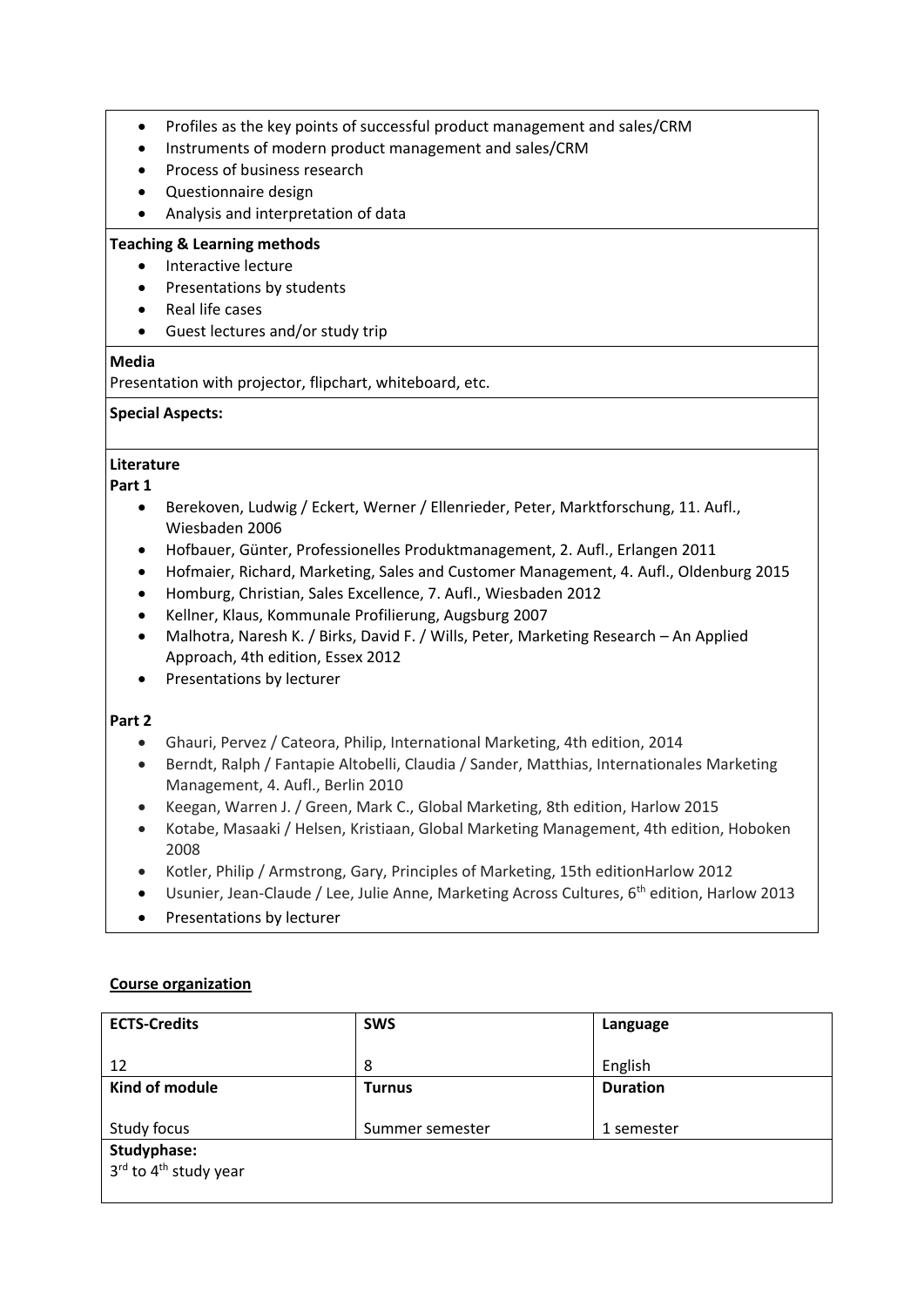- Profiles as the key points of successful product management and sales/CRM
- Instruments of modern product management and sales/CRM
- Process of business research
- Questionnaire design
- Analysis and interpretation of data

**Teaching & Learning methods**

- Interactive lecture
- Presentations by students
- Real life cases
- Guest lectures and/or study trip

**Media**

Presentation with projector, flipchart, whiteboard, etc.

**Special Aspects:**

**Literature**

**Part 1**

- Berekoven, Ludwig / Eckert, Werner / Ellenrieder, Peter, Marktforschung, 11. Aufl., Wiesbaden 2006
- Hofbauer, Günter, Professionelles Produktmanagement, 2. Aufl., Erlangen 2011
- Hofmaier, Richard, Marketing, Sales and Customer Management, 4. Aufl., Oldenburg 2015
- Homburg, Christian, Sales Excellence, 7. Aufl., Wiesbaden 2012
- Kellner, Klaus, Kommunale Profilierung, Augsburg 2007
- Malhotra, Naresh K. / Birks, David F. / Wills, Peter, Marketing Research – An Applied Approach, 4th edition, Essex 2012
- Presentations by lecturer

**Part 2**

- Ghauri, Pervez / Cateora, Philip, International Marketing, 4th edition, 2014
- Berndt, Ralph / Fantapie Altobelli, Claudia / Sander, Matthias, Internationales Marketing Management, 4. Aufl., Berlin 2010
- Keegan, Warren J. / Green, Mark C., Global Marketing, 8th edition, Harlow 2015
- Kotabe, Masaaki / Helsen, Kristiaan, Global Marketing Management, 4th edition, Hoboken 2008
- Kotler, Philip / Armstrong, Gary, Principles of Marketing, 15th editionHarlow 2012
- Usunier, Jean-Claude / Lee, Julie Anne, Marketing Across Cultures, 6th edition, Harlow 2013
- Presentations by lecturer

**Course organization**

| **ECTS-Credits** | **SWS** | **Language** |
|---|---|---|
| 12 | 8 | English |
| **Kind of module** | **Turnus** | **Duration** |
| Study focus | Summer semester | 1 semester |
| **Studyphase:** 3rd to 4th study year | | |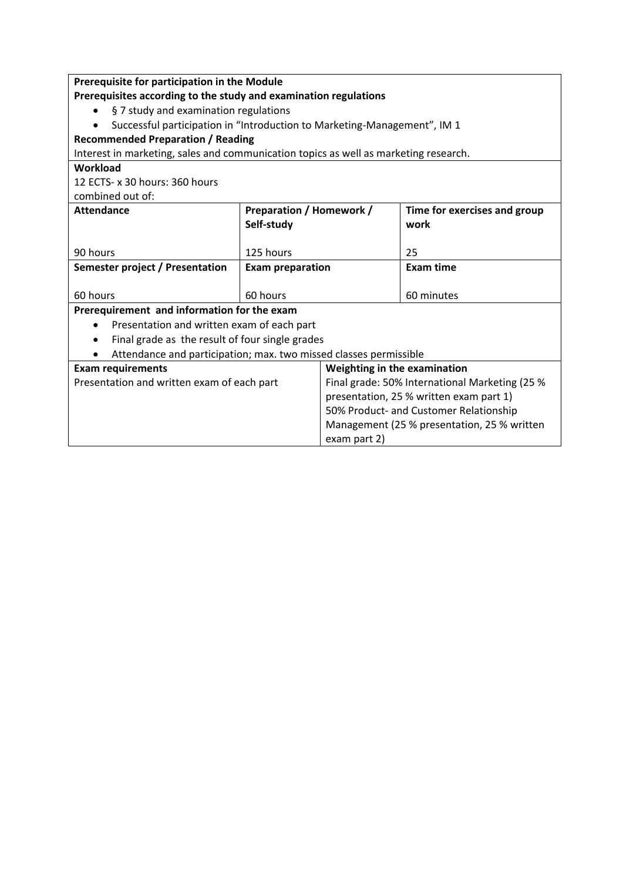**Prerequisite for participation in the Module**

**Prerequisites according to the study and examination regulations**

- § 7 study and examination regulations
- Successful participation in "Introduction to Marketing-Management", IM 1

**Recommended Preparation / Reading**

Interest in marketing, sales and communication topics as well as marketing research.

**Workload**

12 ECTS- x 30 hours: 360 hours

combined out of:

| **Attendance** | **Preparation / Homework / Self-study** | **Time for exercises and group work** |
|---|---|---|
| 90 hours | 125 hours | 25 |
| **Semester project / Presentation** | **Exam preparation** | **Exam time** |
| 60 hours | 60 hours | 60 minutes |

**Prerequirement and information for the exam**

- Presentation and written exam of each part
- Final grade as the result of four single grades
- Attendance and participation; max. two missed classes permissible

| **Exam requirements** | **Weighting in the examination** |
|---|---|
| Presentation and written exam of each part | Final grade: 50% International Marketing (25 % presentation, 25 % written exam part 1) 50% Product- and Customer Relationship Management (25 % presentation, 25 % written exam part 2) |